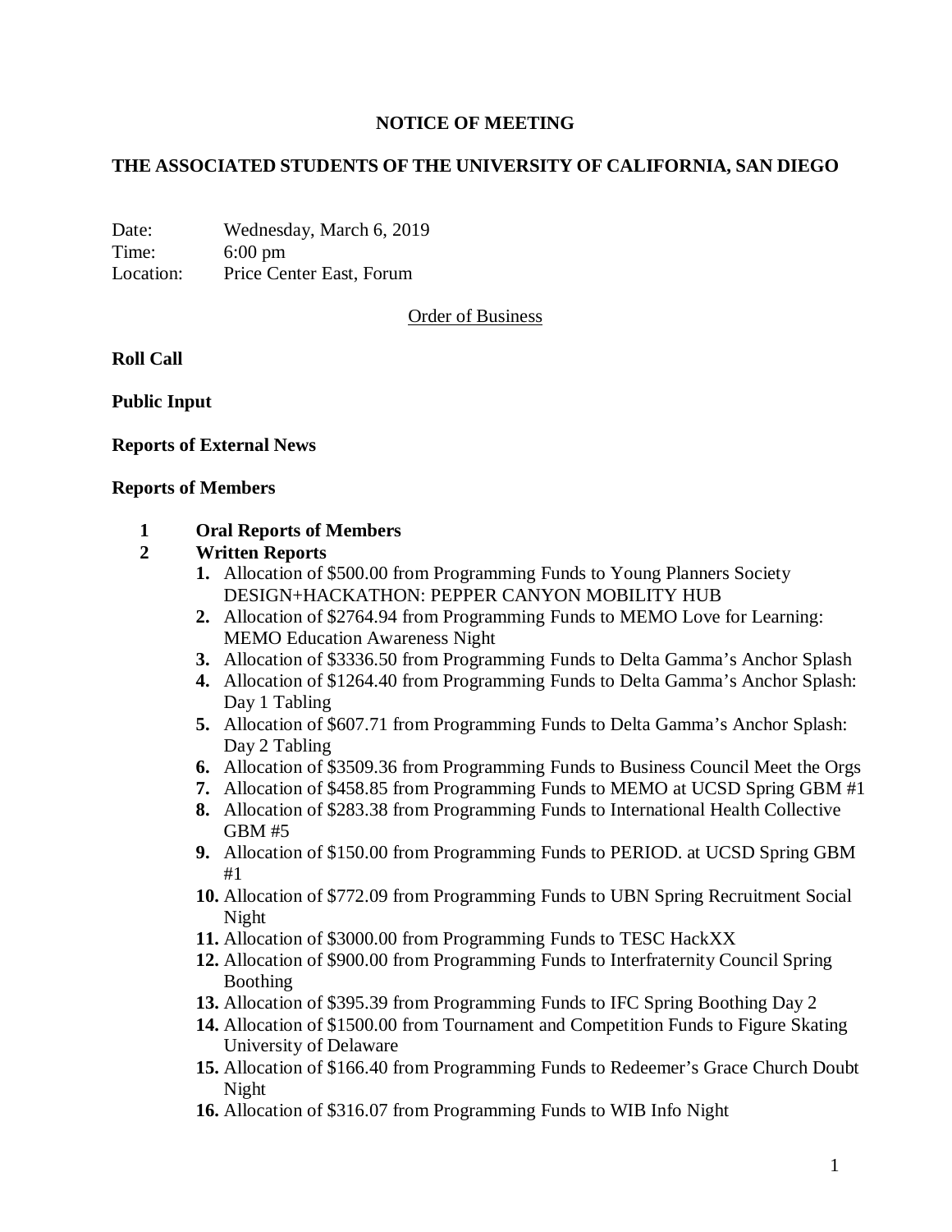**NOTICE OF MEETING**

**THE ASSOCIATED STUDENTS OF THE UNIVERSITY OF CALIFORNIA, SAN DIEGO**

Date: Wednesday, March 6, 2019
Time: 6:00 pm
Location: Price Center East, Forum

Order of Business

**Roll Call**

**Public Input**

**Reports of External News**

**Reports of Members**

**1 Oral Reports of Members**

**2 Written Reports**

1. Allocation of $500.00 from Programming Funds to Young Planners Society DESIGN+HACKATHON: PEPPER CANYON MOBILITY HUB
2. Allocation of $2764.94 from Programming Funds to MEMO Love for Learning: MEMO Education Awareness Night
3. Allocation of $3336.50 from Programming Funds to Delta Gamma's Anchor Splash
4. Allocation of $1264.40 from Programming Funds to Delta Gamma's Anchor Splash: Day 1 Tabling
5. Allocation of $607.71 from Programming Funds to Delta Gamma's Anchor Splash: Day 2 Tabling
6. Allocation of $3509.36 from Programming Funds to Business Council Meet the Orgs
7. Allocation of $458.85 from Programming Funds to MEMO at UCSD Spring GBM #1
8. Allocation of $283.38 from Programming Funds to International Health Collective GBM #5
9. Allocation of $150.00 from Programming Funds to PERIOD. at UCSD Spring GBM #1
10. Allocation of $772.09 from Programming Funds to UBN Spring Recruitment Social Night
11. Allocation of $3000.00 from Programming Funds to TESC HackXX
12. Allocation of $900.00 from Programming Funds to Interfraternity Council Spring Boothing
13. Allocation of $395.39 from Programming Funds to IFC Spring Boothing Day 2
14. Allocation of $1500.00 from Tournament and Competition Funds to Figure Skating University of Delaware
15. Allocation of $166.40 from Programming Funds to Redeemer's Grace Church Doubt Night
16. Allocation of $316.07 from Programming Funds to WIB Info Night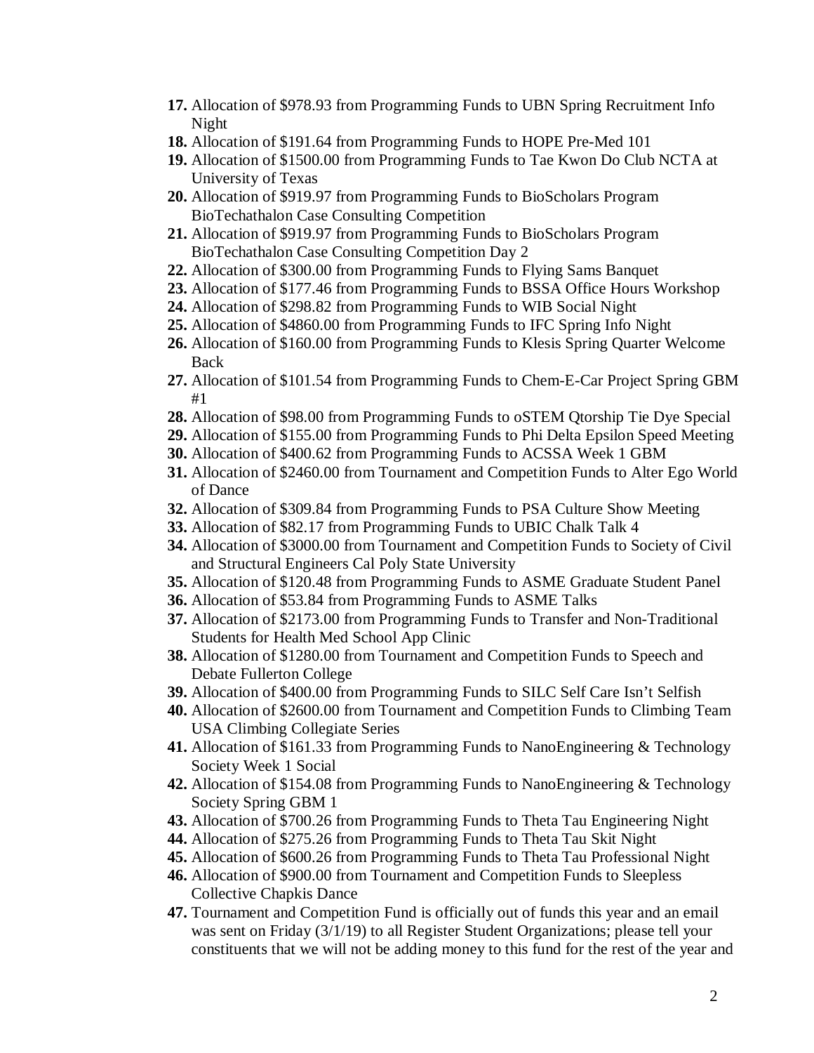17. Allocation of $978.93 from Programming Funds to UBN Spring Recruitment Info Night
18. Allocation of $191.64 from Programming Funds to HOPE Pre-Med 101
19. Allocation of $1500.00 from Programming Funds to Tae Kwon Do Club NCTA at University of Texas
20. Allocation of $919.97 from Programming Funds to BioScholars Program BioTechathalon Case Consulting Competition
21. Allocation of $919.97 from Programming Funds to BioScholars Program BioTechathalon Case Consulting Competition Day 2
22. Allocation of $300.00 from Programming Funds to Flying Sams Banquet
23. Allocation of $177.46 from Programming Funds to BSSA Office Hours Workshop
24. Allocation of $298.82 from Programming Funds to WIB Social Night
25. Allocation of $4860.00 from Programming Funds to IFC Spring Info Night
26. Allocation of $160.00 from Programming Funds to Klesis Spring Quarter Welcome Back
27. Allocation of $101.54 from Programming Funds to Chem-E-Car Project Spring GBM #1
28. Allocation of $98.00 from Programming Funds to oSTEM Qtorship Tie Dye Special
29. Allocation of $155.00 from Programming Funds to Phi Delta Epsilon Speed Meeting
30. Allocation of $400.62 from Programming Funds to ACSSA Week 1 GBM
31. Allocation of $2460.00 from Tournament and Competition Funds to Alter Ego World of Dance
32. Allocation of $309.84 from Programming Funds to PSA Culture Show Meeting
33. Allocation of $82.17 from Programming Funds to UBIC Chalk Talk 4
34. Allocation of $3000.00 from Tournament and Competition Funds to Society of Civil and Structural Engineers Cal Poly State University
35. Allocation of $120.48 from Programming Funds to ASME Graduate Student Panel
36. Allocation of $53.84 from Programming Funds to ASME Talks
37. Allocation of $2173.00 from Programming Funds to Transfer and Non-Traditional Students for Health Med School App Clinic
38. Allocation of $1280.00 from Tournament and Competition Funds to Speech and Debate Fullerton College
39. Allocation of $400.00 from Programming Funds to SILC Self Care Isn't Selfish
40. Allocation of $2600.00 from Tournament and Competition Funds to Climbing Team USA Climbing Collegiate Series
41. Allocation of $161.33 from Programming Funds to NanoEngineering & Technology Society Week 1 Social
42. Allocation of $154.08 from Programming Funds to NanoEngineering & Technology Society Spring GBM 1
43. Allocation of $700.26 from Programming Funds to Theta Tau Engineering Night
44. Allocation of $275.26 from Programming Funds to Theta Tau Skit Night
45. Allocation of $600.26 from Programming Funds to Theta Tau Professional Night
46. Allocation of $900.00 from Tournament and Competition Funds to Sleepless Collective Chapkis Dance
47. Tournament and Competition Fund is officially out of funds this year and an email was sent on Friday (3/1/19) to all Register Student Organizations; please tell your constituents that we will not be adding money to this fund for the rest of the year and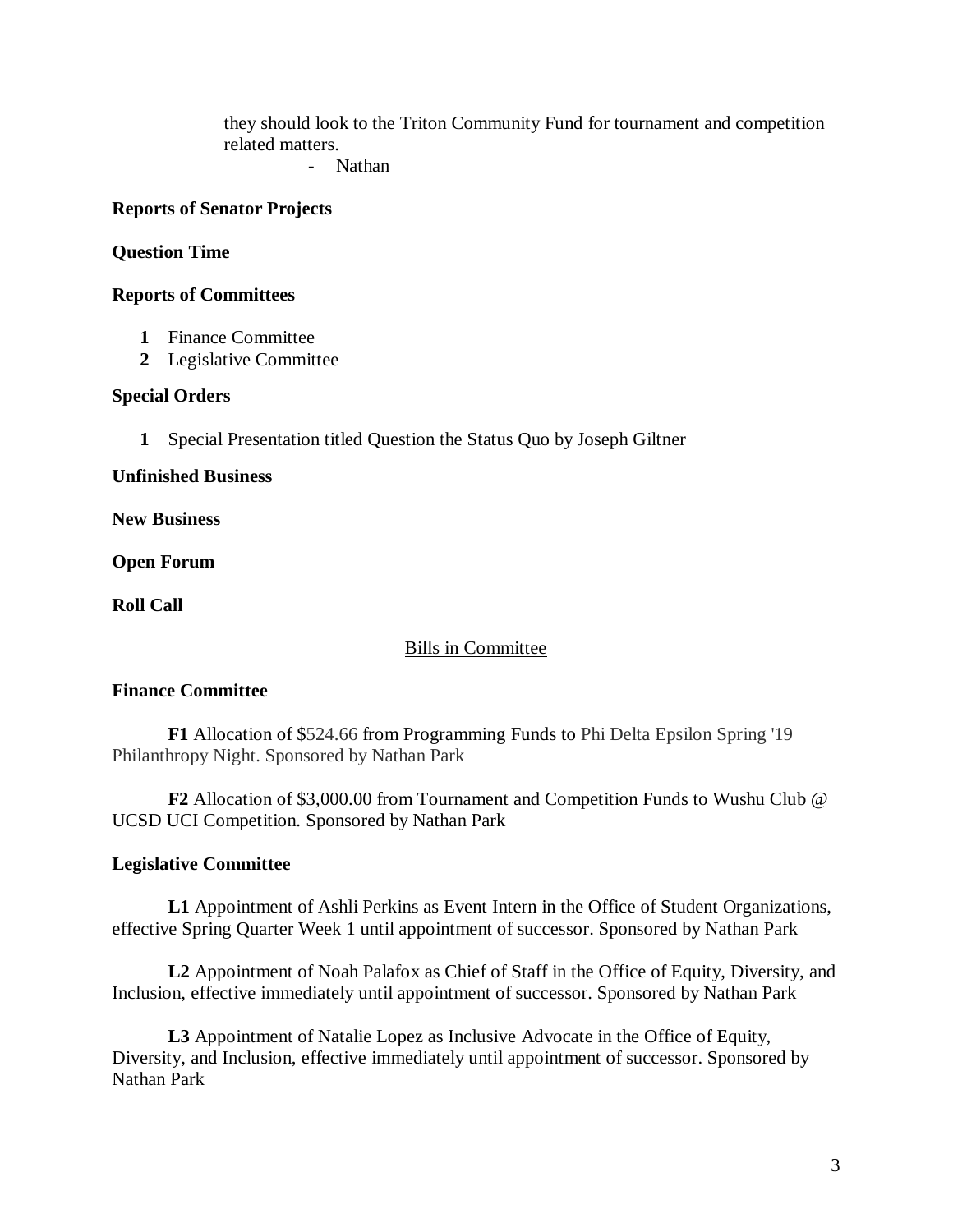they should look to the Triton Community Fund for tournament and competition related matters.

- Nathan

**Reports of Senator Projects**

**Question Time**

**Reports of Committees**

1. Finance Committee
2. Legislative Committee

**Special Orders**

1. Special Presentation titled Question the Status Quo by Joseph Giltner

**Unfinished Business**

**New Business**

**Open Forum**

**Roll Call**

## Bills in Committee

**Finance Committee**

**F1** Allocation of $524.66 from Programming Funds to Phi Delta Epsilon Spring '19 Philanthropy Night. Sponsored by Nathan Park

**F2** Allocation of $3,000.00 from Tournament and Competition Funds to Wushu Club @ UCSD UCI Competition. Sponsored by Nathan Park

**Legislative Committee**

**L1** Appointment of Ashli Perkins as Event Intern in the Office of Student Organizations, effective Spring Quarter Week 1 until appointment of successor. Sponsored by Nathan Park

**L2** Appointment of Noah Palafox as Chief of Staff in the Office of Equity, Diversity, and Inclusion, effective immediately until appointment of successor. Sponsored by Nathan Park

**L3** Appointment of Natalie Lopez as Inclusive Advocate in the Office of Equity, Diversity, and Inclusion, effective immediately until appointment of successor. Sponsored by Nathan Park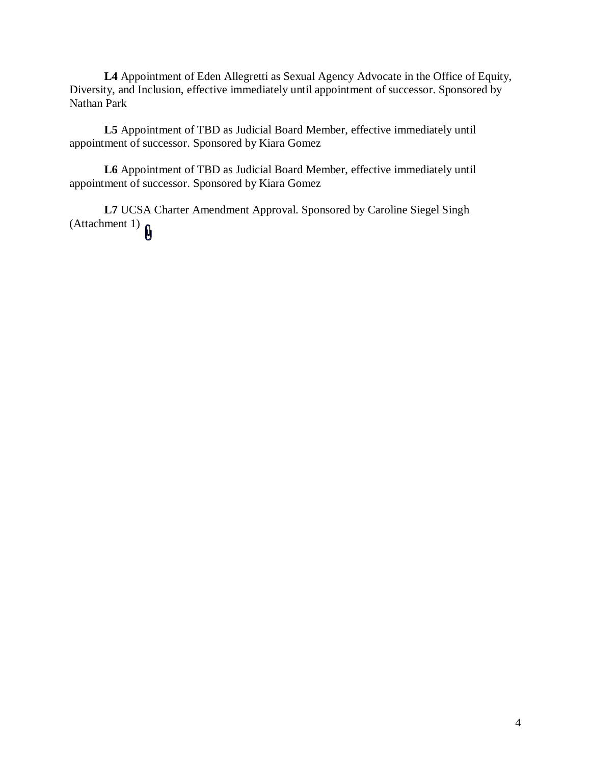**L4** Appointment of Eden Allegretti as Sexual Agency Advocate in the Office of Equity, Diversity, and Inclusion, effective immediately until appointment of successor. Sponsored by Nathan Park

**L5** Appointment of TBD as Judicial Board Member, effective immediately until appointment of successor. Sponsored by Kiara Gomez

**L6** Appointment of TBD as Judicial Board Member, effective immediately until appointment of successor. Sponsored by Kiara Gomez

**L7** UCSA Charter Amendment Approval. Sponsored by Caroline Siegel Singh (Attachment 1)